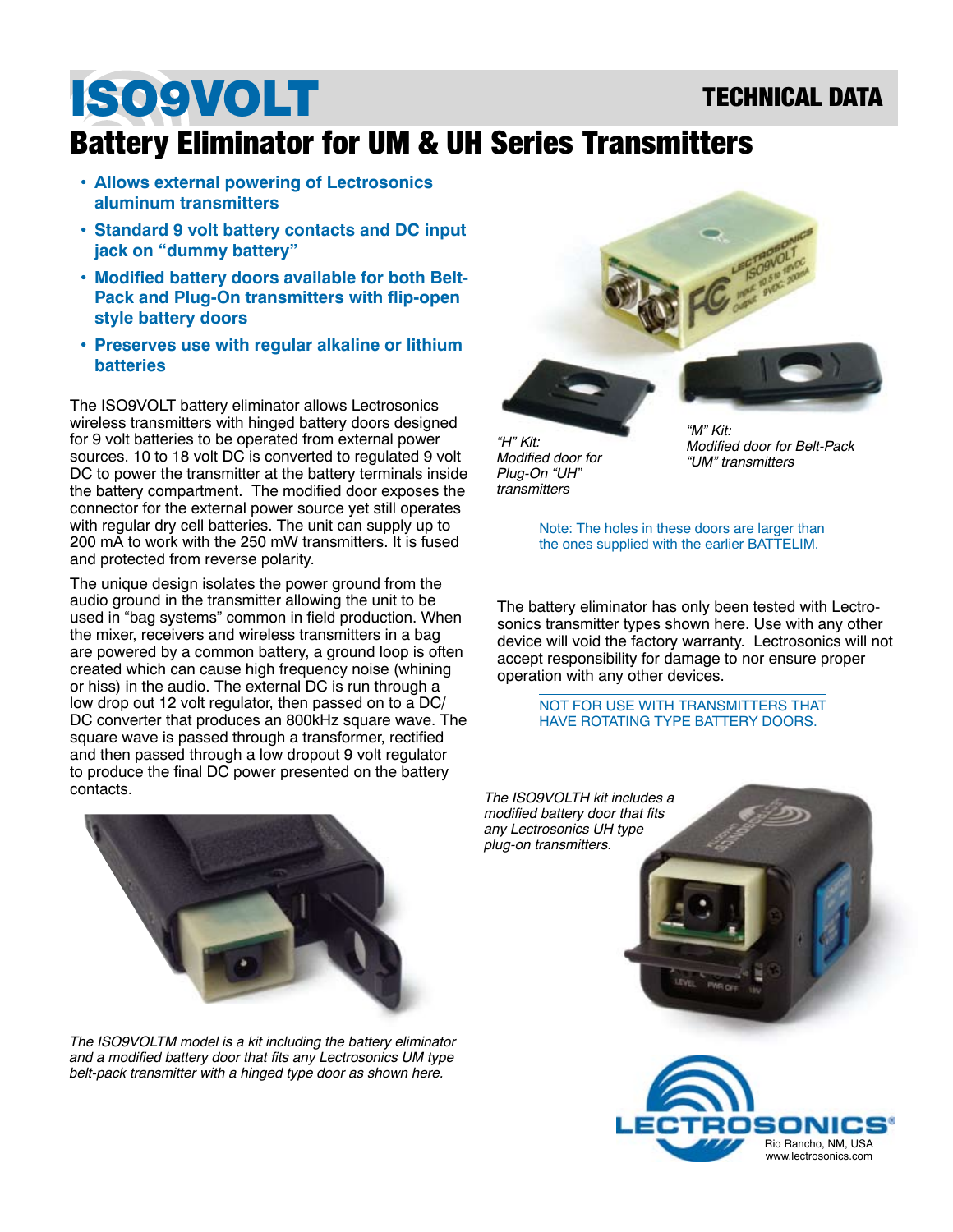# ISO9VOLT

TECHNICAL DATA

## Battery Eliminator for UM & UH Series Transmitters

- **Allows external powering of Lectrosonics aluminum transmitters**
- **Standard 9 volt battery contacts and DC input jack on "dummy battery"**
- **Modified battery doors available for both Belt-Pack and Plug-On transmitters with flip-open style battery doors**
- **Preserves use with regular alkaline or lithium batteries**

The ISO9VOLT battery eliminator allows Lectrosonics wireless transmitters with hinged battery doors designed for 9 volt batteries to be operated from external power sources. 10 to 18 volt DC is converted to regulated 9 volt DC to power the transmitter at the battery terminals inside the battery compartment. The modified door exposes the connector for the external power source yet still operates with regular dry cell batteries. The unit can supply up to 200 mA to work with the 250 mW transmitters. It is fused and protected from reverse polarity.

The unique design isolates the power ground from the audio ground in the transmitter allowing the unit to be used in "bag systems" common in field production. When the mixer, receivers and wireless transmitters in a bag are powered by a common battery, a ground loop is often created which can cause high frequency noise (whining or hiss) in the audio. The external DC is run through a low drop out 12 volt regulator, then passed on to a DC/DC converter that produces an 800kHz square wave. The square wave is passed through a transformer, rectified and then passed through a low dropout 9 volt regulator to produce the final DC power presented on the battery contacts.

*"H" Kit: Modified door for Plug-On "UH" transmitters*

*"M" Kit: Modified door for Belt-Pack "UM" transmitters*

Note: The holes in these doors are larger than the ones supplied with the earlier BATTELIM.

The battery eliminator has only been tested with Lectrosonics transmitter types shown here. Use with any other device will void the factory warranty. Lectrosonics will not accept responsibility for damage to nor ensure proper operation with any other devices.

NOT FOR USE WITH TRANSMITTERS THAT HAVE ROTATING TYPE BATTERY DOORS.

*The ISO9VOLTM model is a kit including the battery eliminator and a modified battery door that fits any Lectrosonics UM type belt-pack transmitter with a hinged type door as shown here.*

*The ISO9VOLTH kit includes a modified battery door that fits any Lectrosonics UH type plug-on transmitters.*

LECTROSONICS®
Rio Rancho, NM, USA
www.lectrosonics.com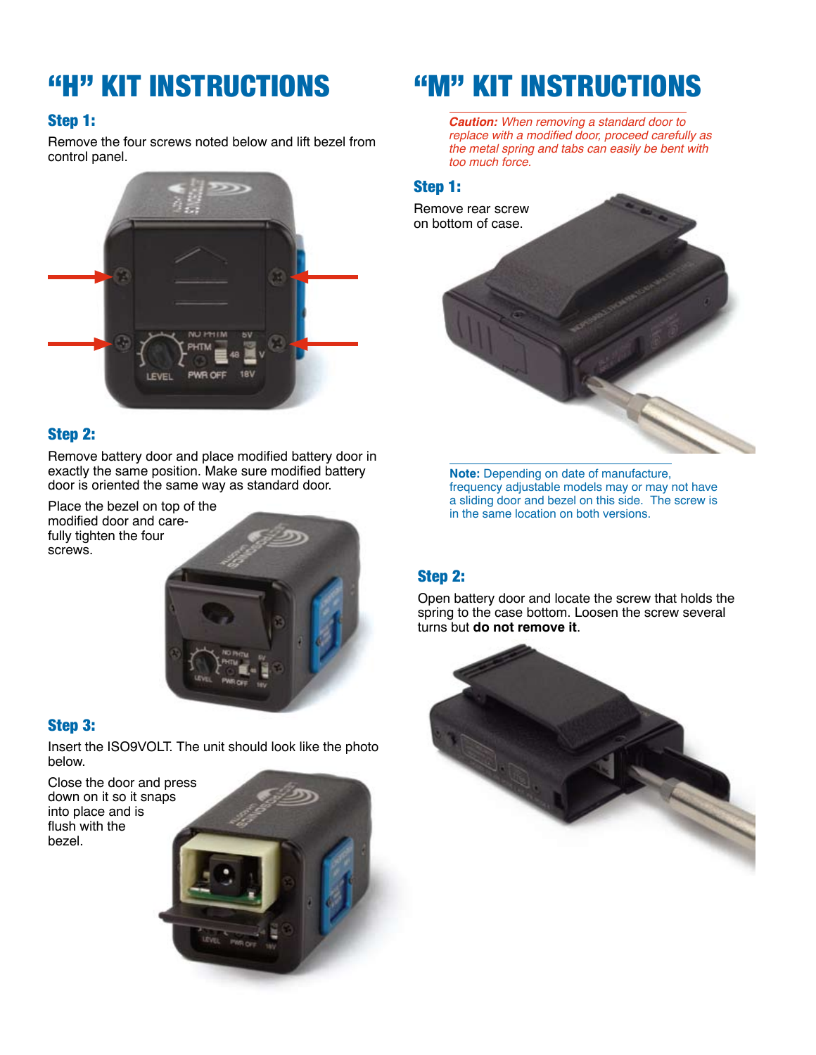# "H" KIT INSTRUCTIONS

### Step 1:

Remove the four screws noted below and lift bezel from control panel.

### Step 2:

Remove battery door and place modified battery door in exactly the same position. Make sure modified battery door is oriented the same way as standard door.

Place the bezel on top of the modified door and carefully tighten the four screws.

### Step 3:

Insert the ISO9VOLT. The unit should look like the photo below.

Close the door and press down on it so it snaps into place and is flush with the bezel.

# "M" KIT INSTRUCTIONS

***Caution:*** *When removing a standard door to replace with a modified door, proceed carefully as the metal spring and tabs can easily be bent with too much force.*

### Step 1:

Remove rear screw on bottom of case.

**Note:** Depending on date of manufacture, frequency adjustable models may or may not have a sliding door and bezel on this side. The screw is in the same location on both versions.

### Step 2:

Open battery door and locate the screw that holds the spring to the case bottom. Loosen the screw several turns but **do not remove it**.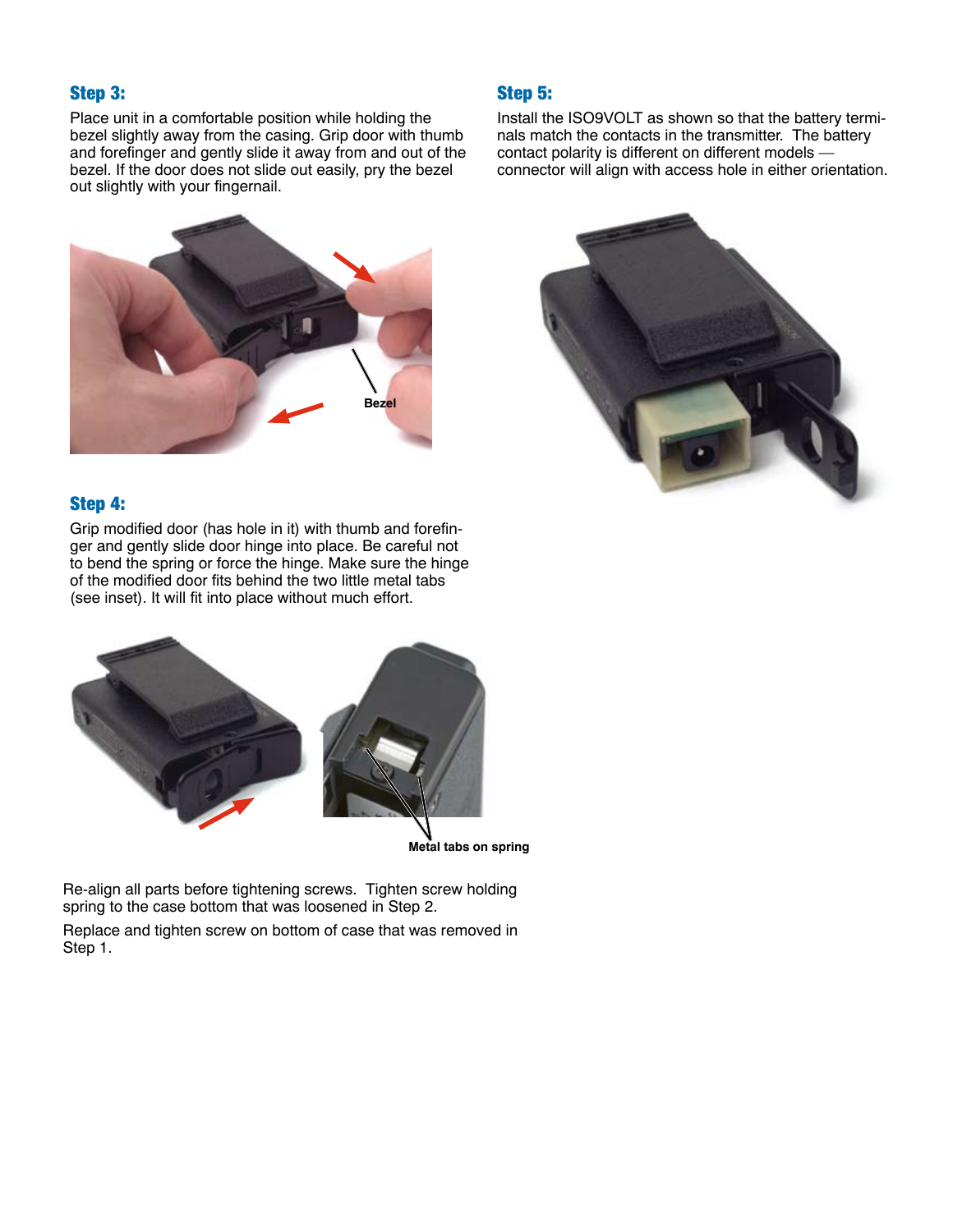## Step 3:

Place unit in a comfortable position while holding the bezel slightly away from the casing. Grip door with thumb and forefinger and gently slide it away from and out of the bezel. If the door does not slide out easily, pry the bezel out slightly with your fingernail.

Bezel

## Step 4:

Grip modified door (has hole in it) with thumb and forefinger and gently slide door hinge into place. Be careful not to bend the spring or force the hinge. Make sure the hinge of the modified door fits behind the two little metal tabs (see inset). It will fit into place without much effort.

Metal tabs on spring

Re-align all parts before tightening screws. Tighten screw holding spring to the case bottom that was loosened in Step 2.

Replace and tighten screw on bottom of case that was removed in Step 1.

## Step 5:

Install the ISO9VOLT as shown so that the battery terminals match the contacts in the transmitter. The battery contact polarity is different on different models — connector will align with access hole in either orientation.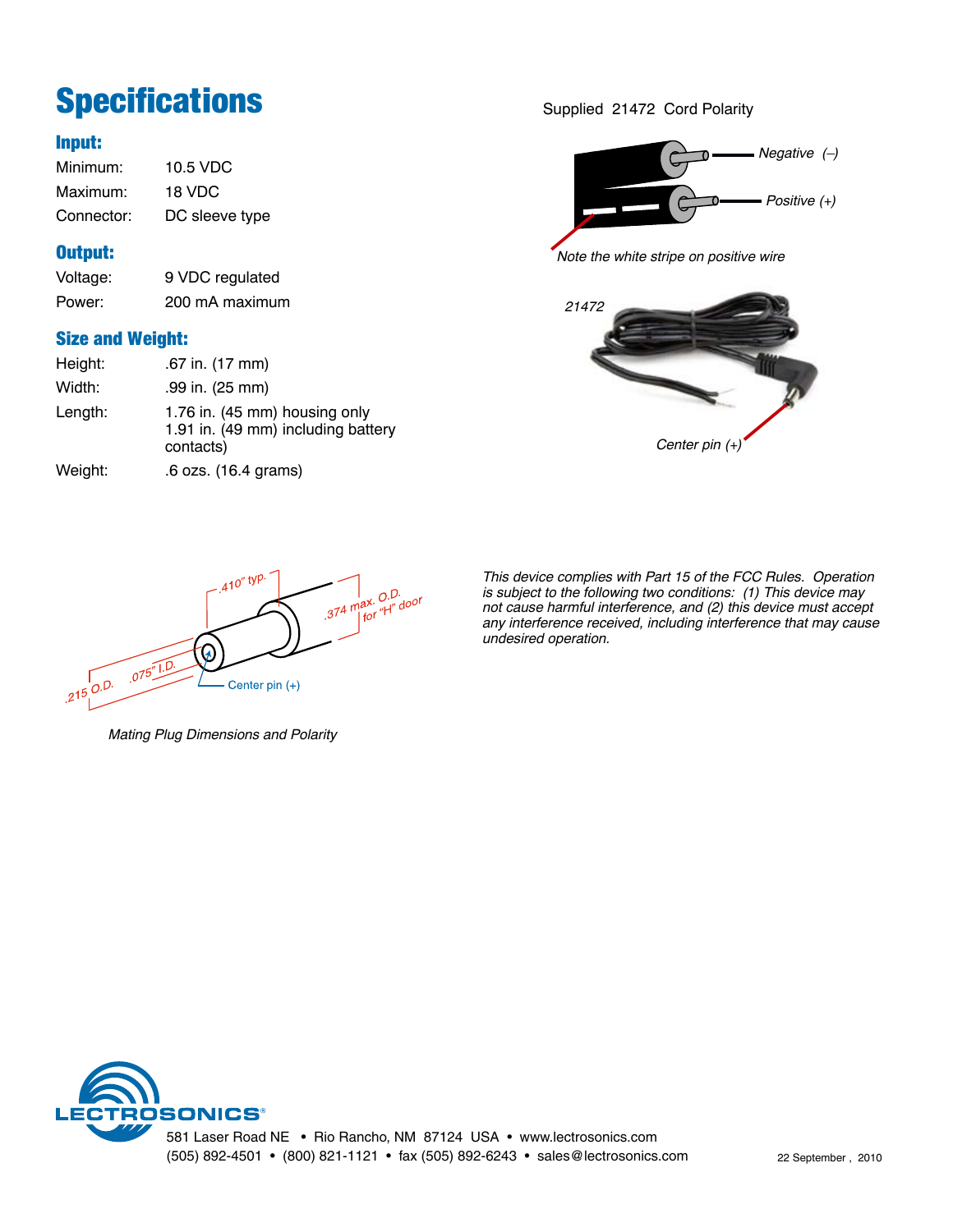# Specifications

### Input:

| | |
|---|---|
| Minimum: | 10.5 VDC |
| Maximum: | 18 VDC |
| Connector: | DC sleeve type |

### Output:

| | |
|---|---|
| Voltage: | 9 VDC regulated |
| Power: | 200 mA maximum |

### Size and Weight:

| | |
|---|---|
| Height: | .67 in. (17 mm) |
| Width: | .99 in. (25 mm) |
| Length: | 1.76 in. (45 mm) housing only<br>1.91 in. (49 mm) including battery contacts) |
| Weight: | .6 ozs. (16.4 grams) |

Supplied 21472 Cord Polarity

*Negative (–)*

*Positive (+)*

*Note the white stripe on positive wire*

*21472*

*Center pin (+)*

*.410" typ.*

*.374 max. O.D. for "H" door*

*.215 O.D.*

*.075" I.D.*

Center pin (+)

*Mating Plug Dimensions and Polarity*

*This device complies with Part 15 of the FCC Rules. Operation is subject to the following two conditions: (1) This device may not cause harmful interference, and (2) this device must accept any interference received, including interference that may cause undesired operation.*

LECTROSONICS®

581 Laser Road NE • Rio Rancho, NM 87124 USA • www.lectrosonics.com
(505) 892-4501 • (800) 821-1121 • fax (505) 892-6243 • sales@lectrosonics.com

22 September , 2010